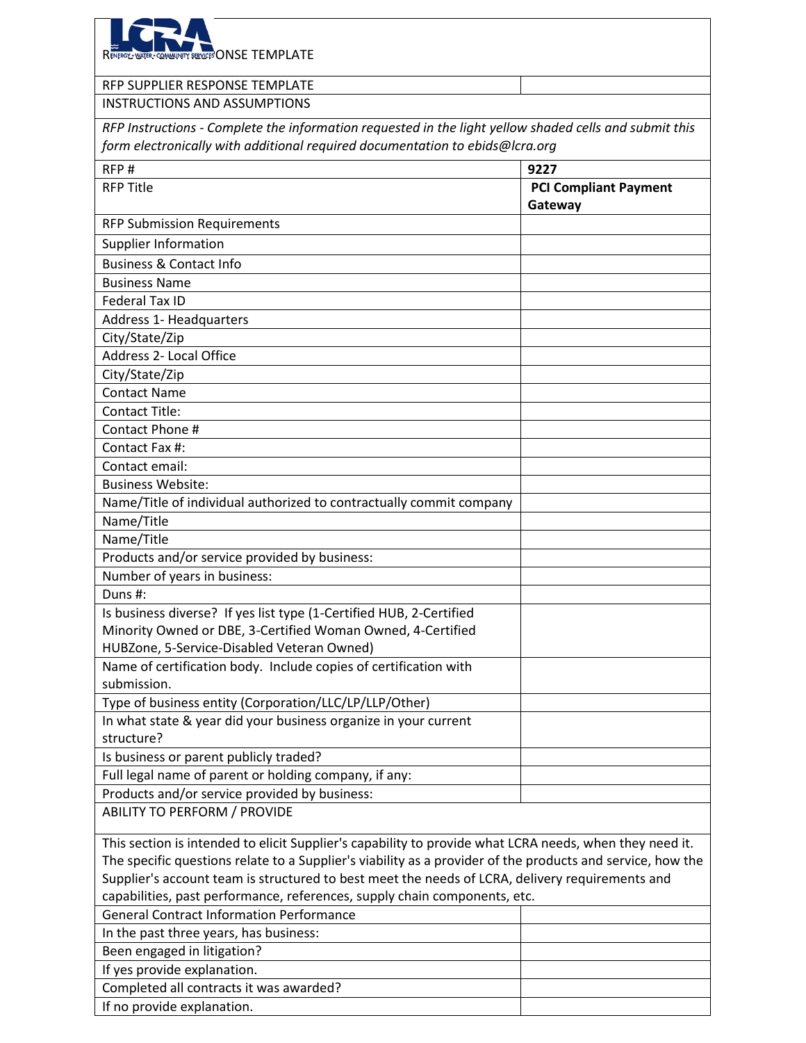RFP SUPPLIER RESPONSE TEMPLATE

| RFP SUPPLIER RESPONSE TEMPLATE | |
|---|---|
| INSTRUCTIONS AND ASSUMPTIONS | |
| *RFP Instructions - Complete the information requested in the light yellow shaded cells and submit this form electronically with additional required documentation to ebids@lcra.org* | |
| RFP # | **9227** |
| RFP Title | **PCI Compliant Payment Gateway** |
| RFP Submission Requirements | |
| Supplier Information | |
| Business & Contact Info | |
| Business Name | |
| Federal Tax ID | |
| Address 1- Headquarters | |
| City/State/Zip | |
| Address 2- Local Office | |
| City/State/Zip | |
| Contact Name | |
| Contact Title: | |
| Contact Phone # | |
| Contact Fax #: | |
| Contact email: | |
| Business Website: | |
| Name/Title of individual authorized to contractually commit company | |
| Name/Title | |
| Name/Title | |
| Products and/or service provided by business: | |
| Number of years in business: | |
| Duns #: | |
| Is business diverse? If yes list type (1-Certified HUB, 2-Certified Minority Owned or DBE, 3-Certified Woman Owned, 4-Certified HUBZone, 5-Service-Disabled Veteran Owned) | |
| Name of certification body. Include copies of certification with submission. | |
| Type of business entity (Corporation/LLC/LP/LLP/Other) | |
| In what state & year did your business organize in your current structure? | |
| Is business or parent publicly traded? | |
| Full legal name of parent or holding company, if any: | |
| Products and/or service provided by business: | |
| ABILITY TO PERFORM / PROVIDE | |
| This section is intended to elicit Supplier's capability to provide what LCRA needs, when they need it. The specific questions relate to a Supplier's viability as a provider of the products and service, how the Supplier's account team is structured to best meet the needs of LCRA, delivery requirements and capabilities, past performance, references, supply chain components, etc. | |
| General Contract Information Performance | |
| In the past three years, has business: | |
| Been engaged in litigation? | |
| If yes provide explanation. | |
| Completed all contracts it was awarded? | |
| If no provide explanation. | |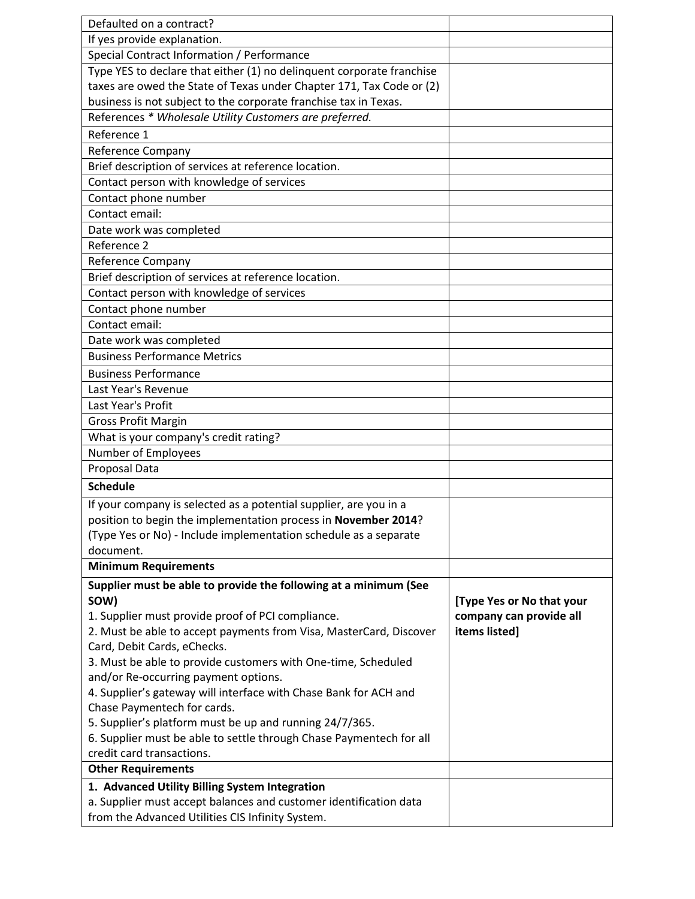| | |
|---|---|
| Defaulted on a contract? | |
| If yes provide explanation. | |
| Special Contract Information / Performance | |
| Type YES to declare that either (1) no delinquent corporate franchise taxes are owed the State of Texas under Chapter 171, Tax Code or (2) business is not subject to the corporate franchise tax in Texas. | |
| References * *Wholesale Utility Customers are preferred.* | |
| Reference 1 | |
| Reference Company | |
| Brief description of services at reference location. | |
| Contact person with knowledge of services | |
| Contact phone number | |
| Contact email: | |
| Date work was completed | |
| Reference 2 | |
| Reference Company | |
| Brief description of services at reference location. | |
| Contact person with knowledge of services | |
| Contact phone number | |
| Contact email: | |
| Date work was completed | |
| Business Performance Metrics | |
| Business Performance | |
| Last Year's Revenue | |
| Last Year's Profit | |
| Gross Profit Margin | |
| What is your company's credit rating? | |
| Number of Employees | |
| Proposal Data | |
| **Schedule** | |
| If your company is selected as a potential supplier, are you in a position to begin the implementation process in **November 2014**? (Type Yes or No) - Include implementation schedule as a separate document. | |
| **Minimum Requirements** | |
| **Supplier must be able to provide the following at a minimum (See SOW)**<br>1. Supplier must provide proof of PCI compliance.<br>2. Must be able to accept payments from Visa, MasterCard, Discover Card, Debit Cards, eChecks.<br>3. Must be able to provide customers with One-time, Scheduled and/or Re-occurring payment options.<br>4. Supplier's gateway will interface with Chase Bank for ACH and Chase Paymentech for cards.<br>5. Supplier's platform must be up and running 24/7/365.<br>6. Supplier must be able to settle through Chase Paymentech for all credit card transactions. | **[Type Yes or No that your company can provide all items listed]** |
| **Other Requirements** | |
| **1. Advanced Utility Billing System Integration**<br>a. Supplier must accept balances and customer identification data from the Advanced Utilities CIS Infinity System. | |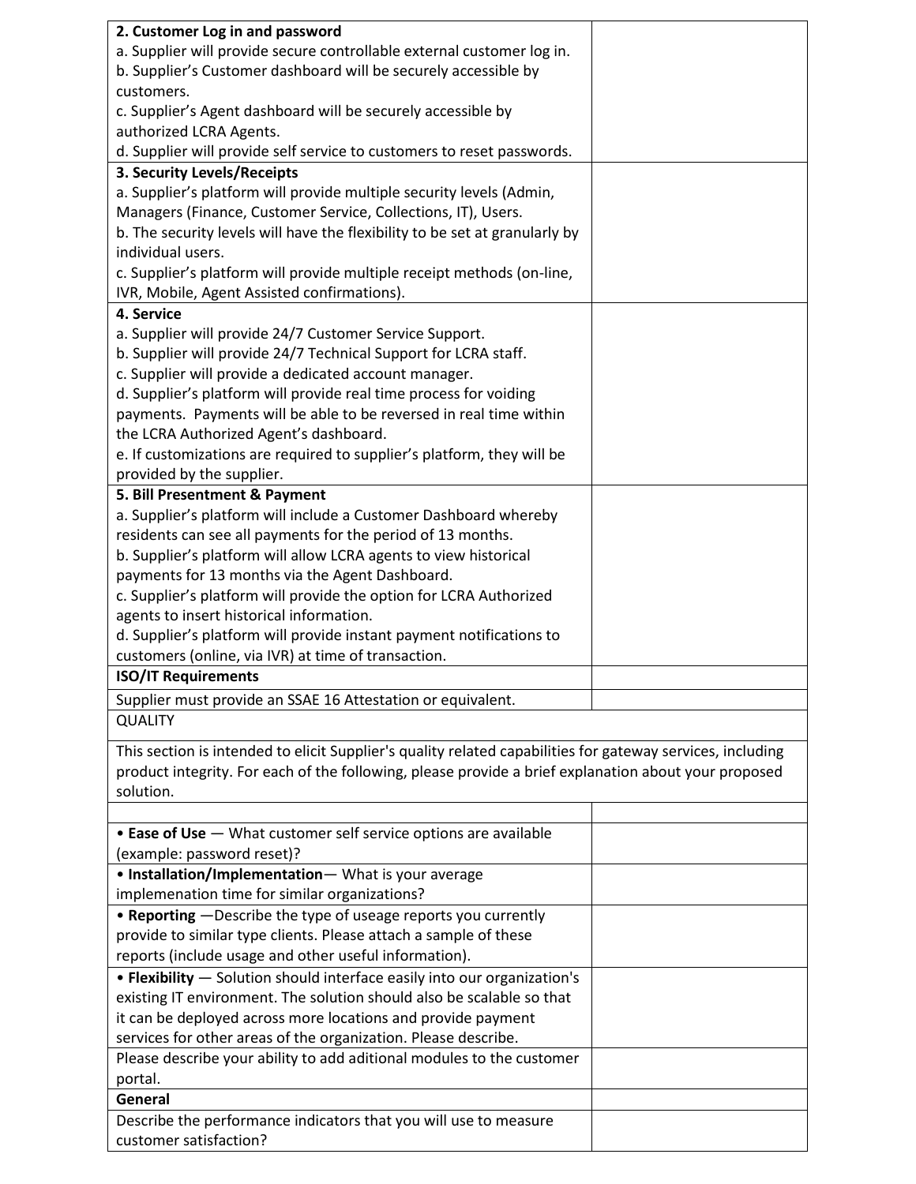| | |
|---|---|
| **2. Customer Log in and password**<br>a. Supplier will provide secure controllable external customer log in.<br>b. Supplier's Customer dashboard will be securely accessible by customers.<br>c. Supplier's Agent dashboard will be securely accessible by authorized LCRA Agents.<br>d. Supplier will provide self service to customers to reset passwords. | |
| **3. Security Levels/Receipts**<br>a. Supplier's platform will provide multiple security levels (Admin, Managers (Finance, Customer Service, Collections, IT), Users.<br>b. The security levels will have the flexibility to be set at granularly by individual users.<br>c. Supplier's platform will provide multiple receipt methods (on-line, IVR, Mobile, Agent Assisted confirmations). | |
| **4. Service**<br>a. Supplier will provide 24/7 Customer Service Support.<br>b. Supplier will provide 24/7 Technical Support for LCRA staff.<br>c. Supplier will provide a dedicated account manager.<br>d. Supplier's platform will provide real time process for voiding payments. Payments will be able to be reversed in real time within the LCRA Authorized Agent's dashboard.<br>e. If customizations are required to supplier's platform, they will be provided by the supplier. | |
| **5. Bill Presentment & Payment**<br>a. Supplier's platform will include a Customer Dashboard whereby residents can see all payments for the period of 13 months.<br>b. Supplier's platform will allow LCRA agents to view historical payments for 13 months via the Agent Dashboard.<br>c. Supplier's platform will provide the option for LCRA Authorized agents to insert historical information.<br>d. Supplier's platform will provide instant payment notifications to customers (online, via IVR) at time of transaction. | |
| **ISO/IT Requirements** | |
| Supplier must provide an SSAE 16 Attestation or equivalent. | |
| QUALITY | |
| This section is intended to elicit Supplier's quality related capabilities for gateway services, including product integrity. For each of the following, please provide a brief explanation about your proposed solution. | |
| | |
| • **Ease of Use** — What customer self service options are available (example: password reset)? | |
| • **Installation/Implementation**— What is your average implemenation time for similar organizations? | |
| • **Reporting** —Describe the type of useage reports you currently provide to similar type clients. Please attach a sample of these reports (include usage and other useful information). | |
| • **Flexibility** — Solution should interface easily into our organization's existing IT environment. The solution should also be scalable so that it can be deployed across more locations and provide payment services for other areas of the organization. Please describe. | |
| Please describe your ability to add aditional modules to the customer portal. | |
| **General** | |
| Describe the performance indicators that you will use to measure customer satisfaction? | |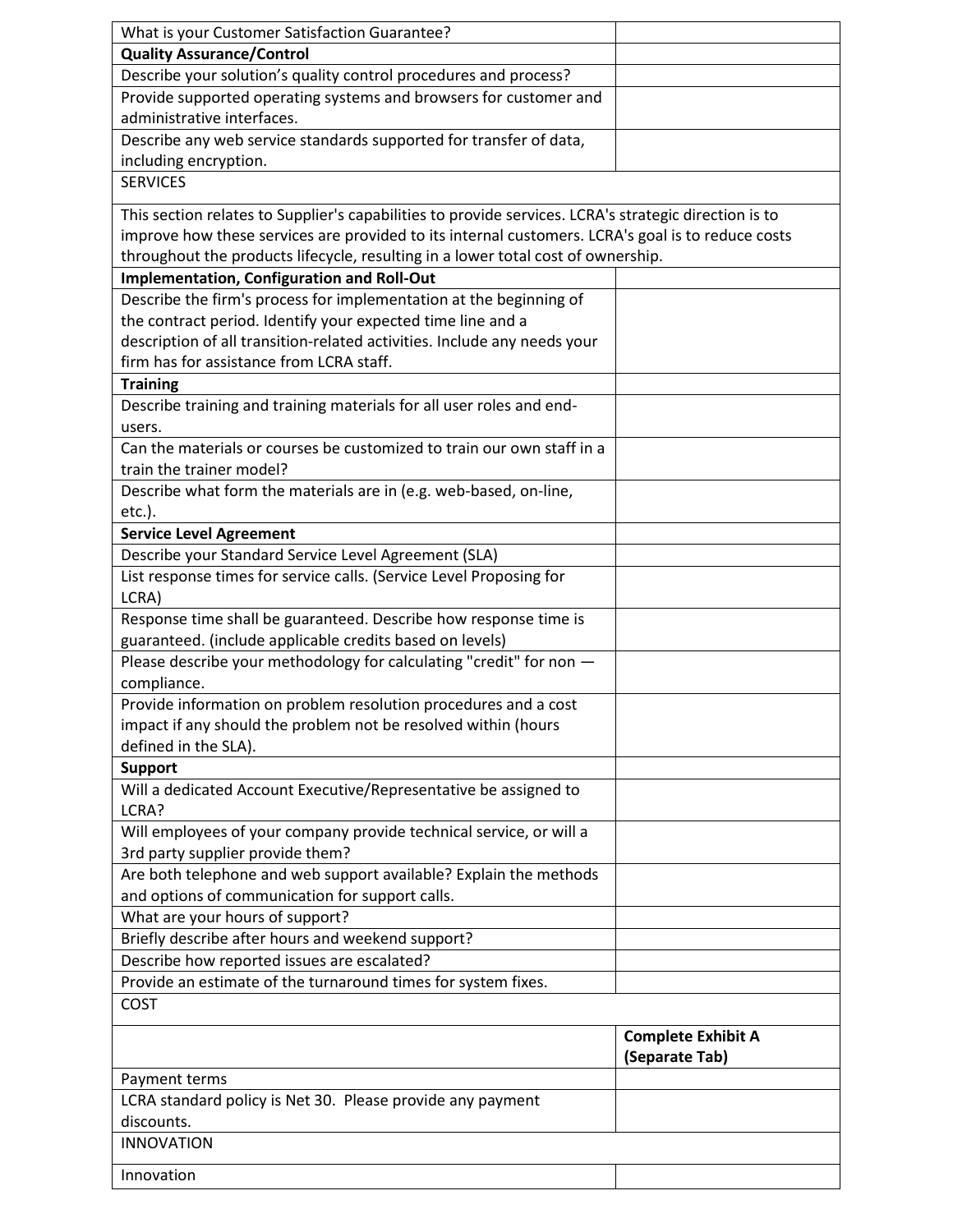| | |
|---|---|
| What is your Customer Satisfaction Guarantee? | |
| **Quality Assurance/Control** | |
| Describe your solution's quality control procedures and process? | |
| Provide supported operating systems and browsers for customer and administrative interfaces. | |
| Describe any web service standards supported for transfer of data, including encryption. | |
| SERVICES | |
| This section relates to Supplier's capabilities to provide services. LCRA's strategic direction is to improve how these services are provided to its internal customers. LCRA's goal is to reduce costs throughout the products lifecycle, resulting in a lower total cost of ownership. | |
| **Implementation, Configuration and Roll-Out** | |
| Describe the firm's process for implementation at the beginning of the contract period. Identify your expected time line and a description of all transition-related activities. Include any needs your firm has for assistance from LCRA staff. | |
| **Training** | |
| Describe training and training materials for all user roles and end-users. | |
| Can the materials or courses be customized to train our own staff in a train the trainer model? | |
| Describe what form the materials are in (e.g. web-based, on-line, etc.). | |
| **Service Level Agreement** | |
| Describe your Standard Service Level Agreement (SLA) | |
| List response times for service calls. (Service Level Proposing for LCRA) | |
| Response time shall be guaranteed. Describe how response time is guaranteed. (include applicable credits based on levels) | |
| Please describe your methodology for calculating "credit" for non — compliance. | |
| Provide information on problem resolution procedures and a cost impact if any should the problem not be resolved within (hours defined in the SLA). | |
| **Support** | |
| Will a dedicated Account Executive/Representative be assigned to LCRA? | |
| Will employees of your company provide technical service, or will a 3rd party supplier provide them? | |
| Are both telephone and web support available? Explain the methods and options of communication for support calls. | |
| What are your hours of support? | |
| Briefly describe after hours and weekend support? | |
| Describe how reported issues are escalated? | |
| Provide an estimate of the turnaround times for system fixes. | |
| COST | |
| | **Complete Exhibit A (Separate Tab)** |
| Payment terms | |
| LCRA standard policy is Net 30. Please provide any payment discounts. | |
| INNOVATION | |
| Innovation | |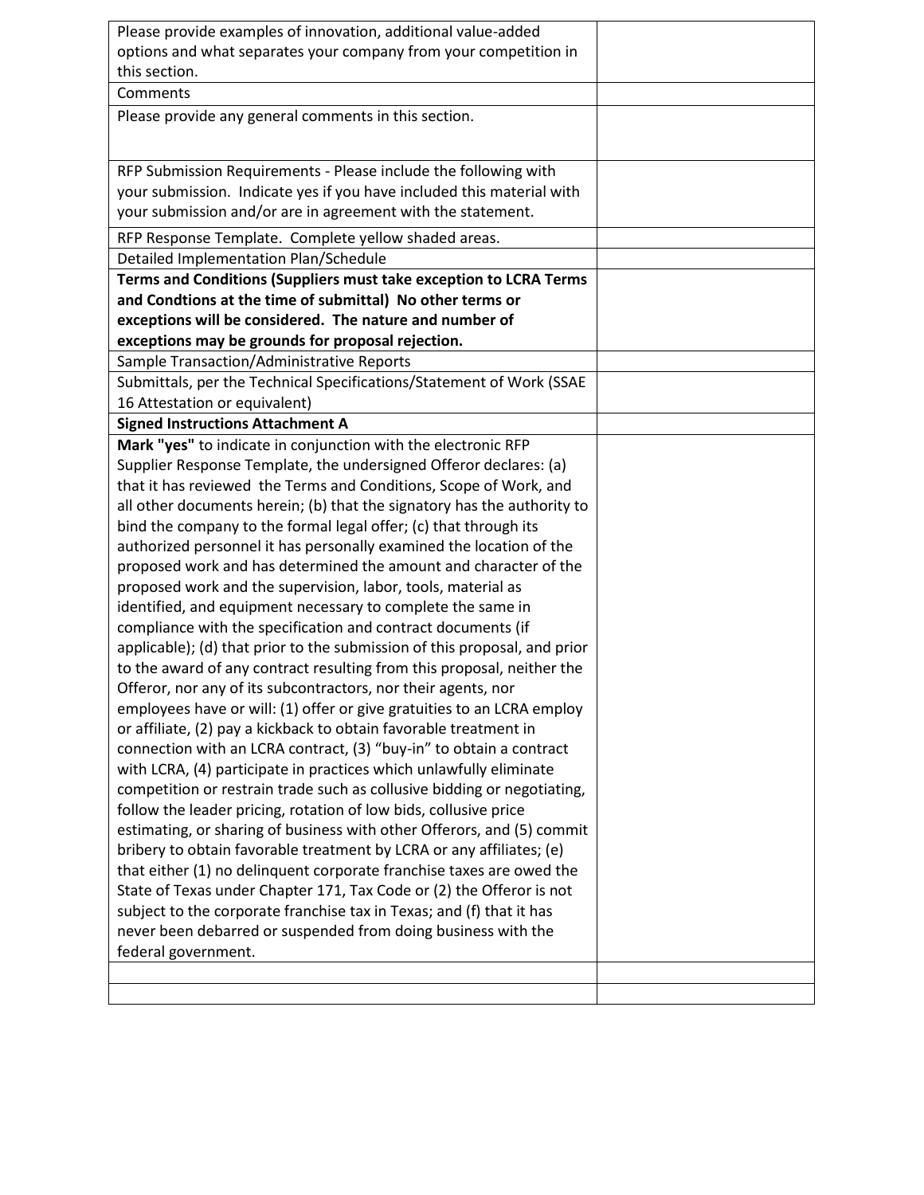| | |
|---|---|
| Please provide examples of innovation, additional value-added options and what separates your company from your competition in this section. | |
| Comments | |
| Please provide any general comments in this section. | |
| RFP Submission Requirements - Please include the following with your submission. Indicate yes if you have included this material with your submission and/or are in agreement with the statement. | |
| RFP Response Template. Complete yellow shaded areas. | |
| Detailed Implementation Plan/Schedule | |
| **Terms and Conditions (Suppliers must take exception to LCRA Terms and Condtions at the time of submittal) No other terms or exceptions will be considered. The nature and number of exceptions may be grounds for proposal rejection.** | |
| Sample Transaction/Administrative Reports | |
| Submittals, per the Technical Specifications/Statement of Work (SSAE 16 Attestation or equivalent) | |
| **Signed Instructions Attachment A** | |
| **Mark "yes"** to indicate in conjunction with the electronic RFP Supplier Response Template, the undersigned Offeror declares: (a) that it has reviewed the Terms and Conditions, Scope of Work, and all other documents herein; (b) that the signatory has the authority to bind the company to the formal legal offer; (c) that through its authorized personnel it has personally examined the location of the proposed work and has determined the amount and character of the proposed work and the supervision, labor, tools, material as identified, and equipment necessary to complete the same in compliance with the specification and contract documents (if applicable); (d) that prior to the submission of this proposal, and prior to the award of any contract resulting from this proposal, neither the Offeror, nor any of its subcontractors, nor their agents, nor employees have or will: (1) offer or give gratuities to an LCRA employ or affiliate, (2) pay a kickback to obtain favorable treatment in connection with an LCRA contract, (3) "buy-in" to obtain a contract with LCRA, (4) participate in practices which unlawfully eliminate competition or restrain trade such as collusive bidding or negotiating, follow the leader pricing, rotation of low bids, collusive price estimating, or sharing of business with other Offerors, and (5) commit bribery to obtain favorable treatment by LCRA or any affiliates; (e) that either (1) no delinquent corporate franchise taxes are owed the State of Texas under Chapter 171, Tax Code or (2) the Offeror is not subject to the corporate franchise tax in Texas; and (f) that it has never been debarred or suspended from doing business with the federal government. | |
| | |
| | |